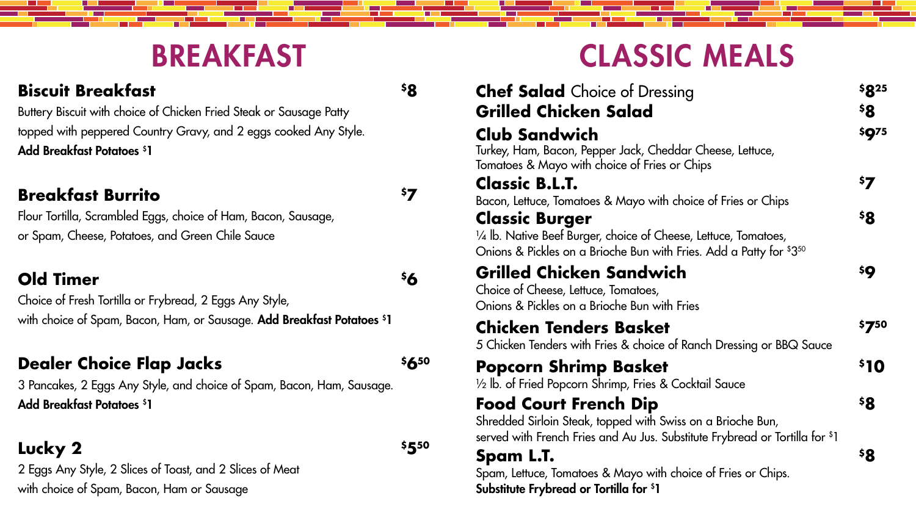# BREAKFAST

**Biscuit Breakfast** $8

Buttery Biscuit with choice of Chicken Fried Steak or Sausage Patty topped with peppered Country Gravy, and 2 eggs cooked Any Style.
**Add Breakfast Potatoes $1**

**Breakfast Burrito** $7

Flour Tortilla, Scrambled Eggs, choice of Ham, Bacon, Sausage, or Spam, Cheese, Potatoes, and Green Chile Sauce

**Old Timer** $6

Choice of Fresh Tortilla or Frybread, 2 Eggs Any Style, with choice of Spam, Bacon, Ham, or Sausage. **Add Breakfast Potatoes $1**

**Dealer Choice Flap Jacks** $6.50

3 Pancakes, 2 Eggs Any Style, and choice of Spam, Bacon, Ham, Sausage.
**Add Breakfast Potatoes $1**

**Lucky 2** $5.50

2 Eggs Any Style, 2 Slices of Toast, and 2 Slices of Meat with choice of Spam, Bacon, Ham or Sausage

# CLASSIC MEALS

**Chef Salad** Choice of Dressing $8.25

**Grilled Chicken Salad** $8

**Club Sandwich** $9.75

Turkey, Ham, Bacon, Pepper Jack, Cheddar Cheese, Lettuce, Tomatoes & Mayo with choice of Fries or Chips

**Classic B.L.T.** $7

Bacon, Lettuce, Tomatoes & Mayo with choice of Fries or Chips

**Classic Burger** $8

¼ lb. Native Beef Burger, choice of Cheese, Lettuce, Tomatoes, Onions & Pickles on a Brioche Bun with Fries. Add a Patty for $3.50

**Grilled Chicken Sandwich** $9

Choice of Cheese, Lettuce, Tomatoes, Onions & Pickles on a Brioche Bun with Fries

**Chicken Tenders Basket** $7.50

5 Chicken Tenders with Fries & choice of Ranch Dressing or BBQ Sauce

**Popcorn Shrimp Basket** $10

½ lb. of Fried Popcorn Shrimp, Fries & Cocktail Sauce

**Food Court French Dip** $8

Shredded Sirloin Steak, topped with Swiss on a Brioche Bun, served with French Fries and Au Jus. Substitute Frybread or Tortilla for $1

**Spam L.T.** $8

Spam, Lettuce, Tomatoes & Mayo with choice of Fries or Chips.
**Substitute Frybread or Tortilla for $1**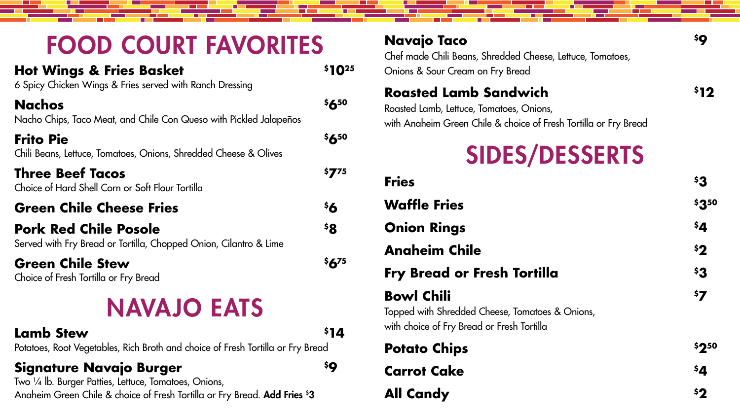# FOOD COURT FAVORITES

**Hot Wings & Fries Basket** — $10.25
6 Spicy Chicken Wings & Fries served with Ranch Dressing

**Nachos** — $6.50
Nacho Chips, Taco Meat, and Chile Con Queso with Pickled Jalapeños

**Frito Pie** — $6.50
Chili Beans, Lettuce, Tomatoes, Onions, Shredded Cheese & Olives

**Three Beef Tacos** — $7.75
Choice of Hard Shell Corn or Soft Flour Tortilla

**Green Chile Cheese Fries** — $6

**Pork Red Chile Posole** — $8
Served with Fry Bread or Tortilla, Chopped Onion, Cilantro & Lime

**Green Chile Stew** — $6.75
Choice of Fresh Tortilla or Fry Bread

# NAVAJO EATS

**Lamb Stew** — $14
Potatoes, Root Vegetables, Rich Broth and choice of Fresh Tortilla or Fry Bread

**Signature Navajo Burger** — $9
Two ¼ lb. Burger Patties, Lettuce, Tomatoes, Onions,
Anaheim Green Chile & choice of Fresh Tortilla or Fry Bread. **Add Fries $3**

**Navajo Taco** — $9
Chef made Chili Beans, Shredded Cheese, Lettuce, Tomatoes,
Onions & Sour Cream on Fry Bread

**Roasted Lamb Sandwich** — $12
Roasted Lamb, Lettuce, Tomatoes, Onions,
with Anaheim Green Chile & choice of Fresh Tortilla or Fry Bread

# SIDES/DESSERTS

**Fries** — $3

**Waffle Fries** — $3.50

**Onion Rings** — $4

**Anaheim Chile** — $2

**Fry Bread or Fresh Tortilla** — $3

**Bowl Chili** — $7
Topped with Shredded Cheese, Tomatoes & Onions,
with choice of Fry Bread or Fresh Tortilla

**Potato Chips** — $2.50

**Carrot Cake** — $4

**All Candy** — $2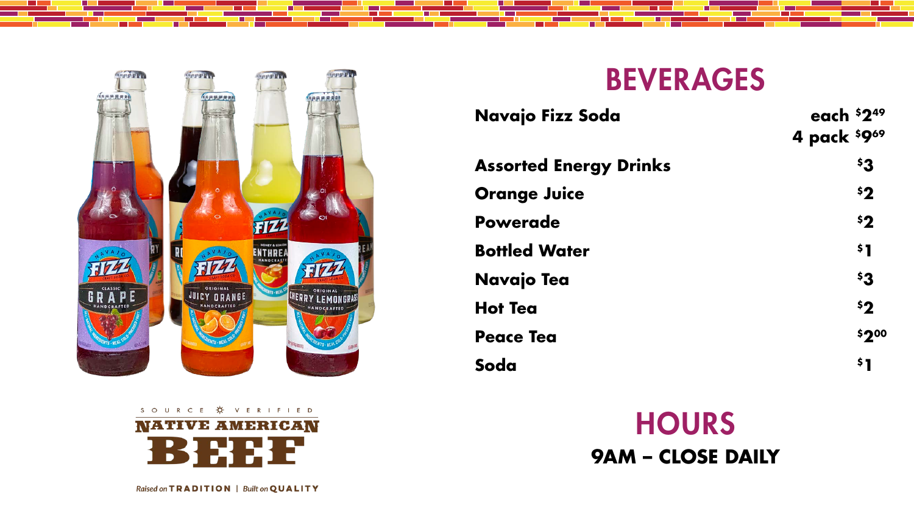# BEVERAGES

| | |
|---|---|
| **Navajo Fizz Soda** | each $2.49<br>4 pack $9.69 |
| **Assorted Energy Drinks** | $3 |
| **Orange Juice** | $2 |
| **Powerade** | $2 |
| **Bottled Water** | $1 |
| **Navajo Tea** | $3 |
| **Hot Tea** | $2 |
| **Peace Tea** | $2.00 |
| **Soda** | $1 |

SOURCE VERIFIED

NATIVE AMERICAN BEEF

*Raised on* TRADITION | *Built on* QUALITY

# HOURS

**9AM – CLOSE DAILY**